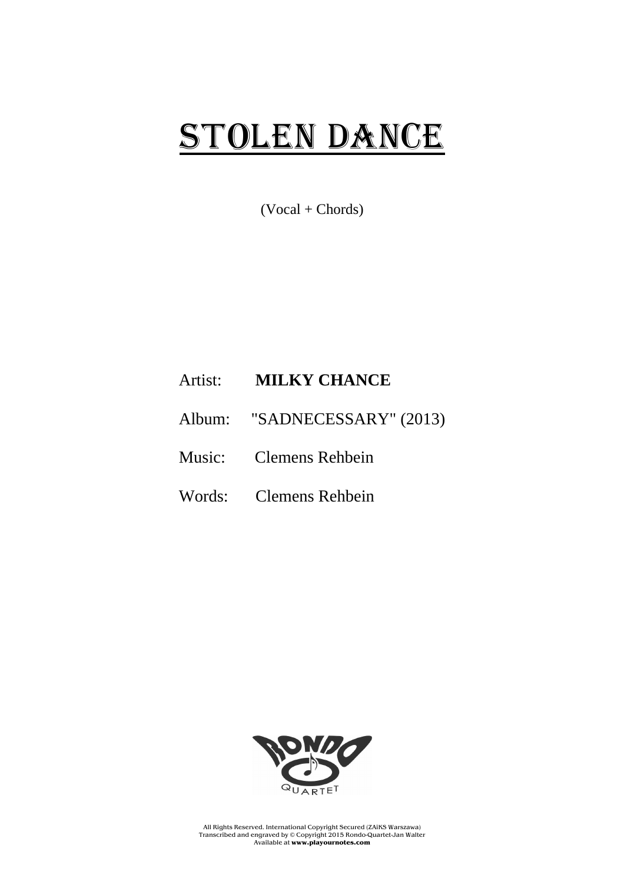# STOLEN DANCE

(Vocal + Chords)

Artist: **MILKY CHANCE**

Album: "SADNECESSARY" (2013)

Music: Clemens Rehbein

Words: Clemens Rehbein

RONDO QUARTET

All Rights Reserved. International Copyright Secured (ZAiKS Warszawa)
Transcribed and engraved by © Copyright 2015 Rondo-Quartet-Jan Walter
Available at **www.playournotes.com**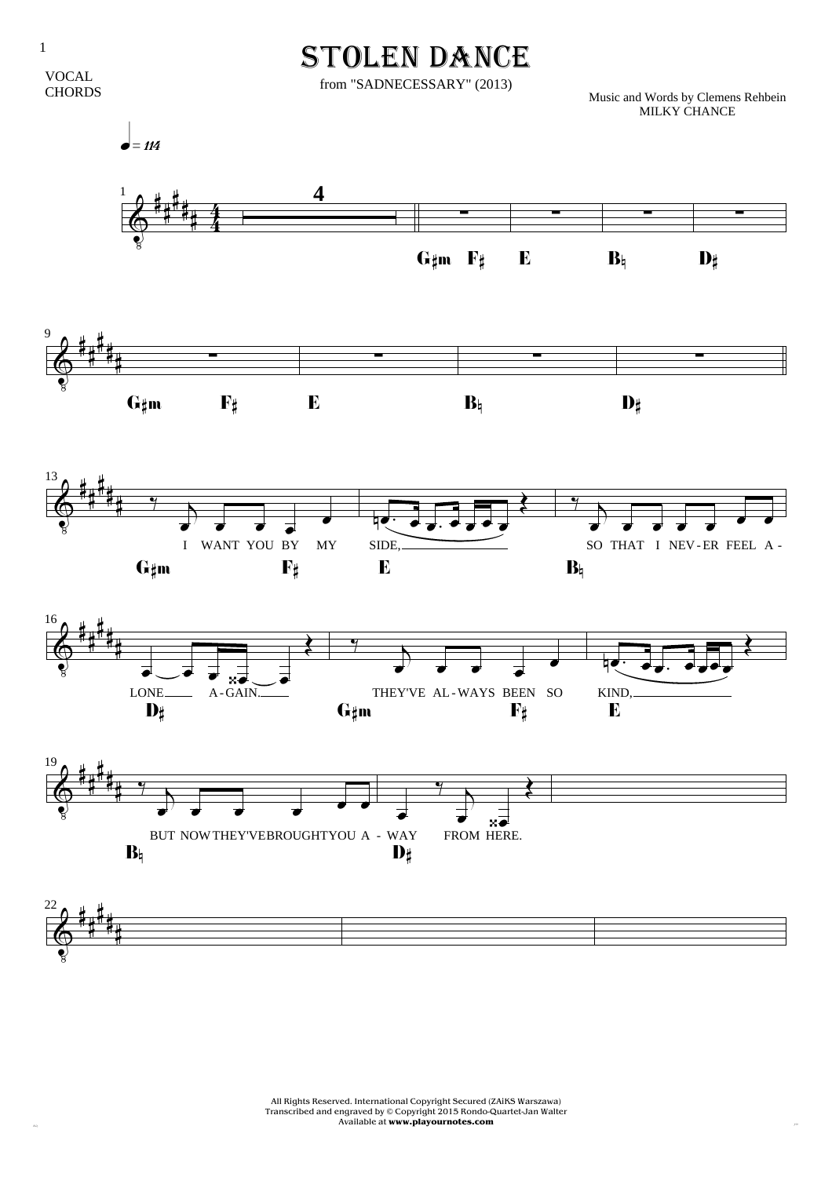# STOLEN DANCE

from "SADNECESSARY" (2013)

VOCAL
CHORDS

Music and Words by Clemens Rehbein
MILKY CHANCE

♩= 114

G♯m F♯ E B♮ D♯

G♯m F♯ E B♮ D♯

I WANT YOU BY MY SIDE, SO THAT I NEV-ER FEEL A-LONE A-GAIN. THEY'VE AL-WAYS BEEN SO KIND, BUT NOW THEY'VE BROUGHT YOU A-WAY FROM HERE.

G♯m F♯ E B♮ D♯ G♯m F♯ E B♮ D♯

All Rights Reserved. International Copyright Secured (ZAiKS Warszawa)
Transcribed and engraved by © Copyright 2015 Rondo-Quartet-Jan Walter
Available at **www.playournotes.com**